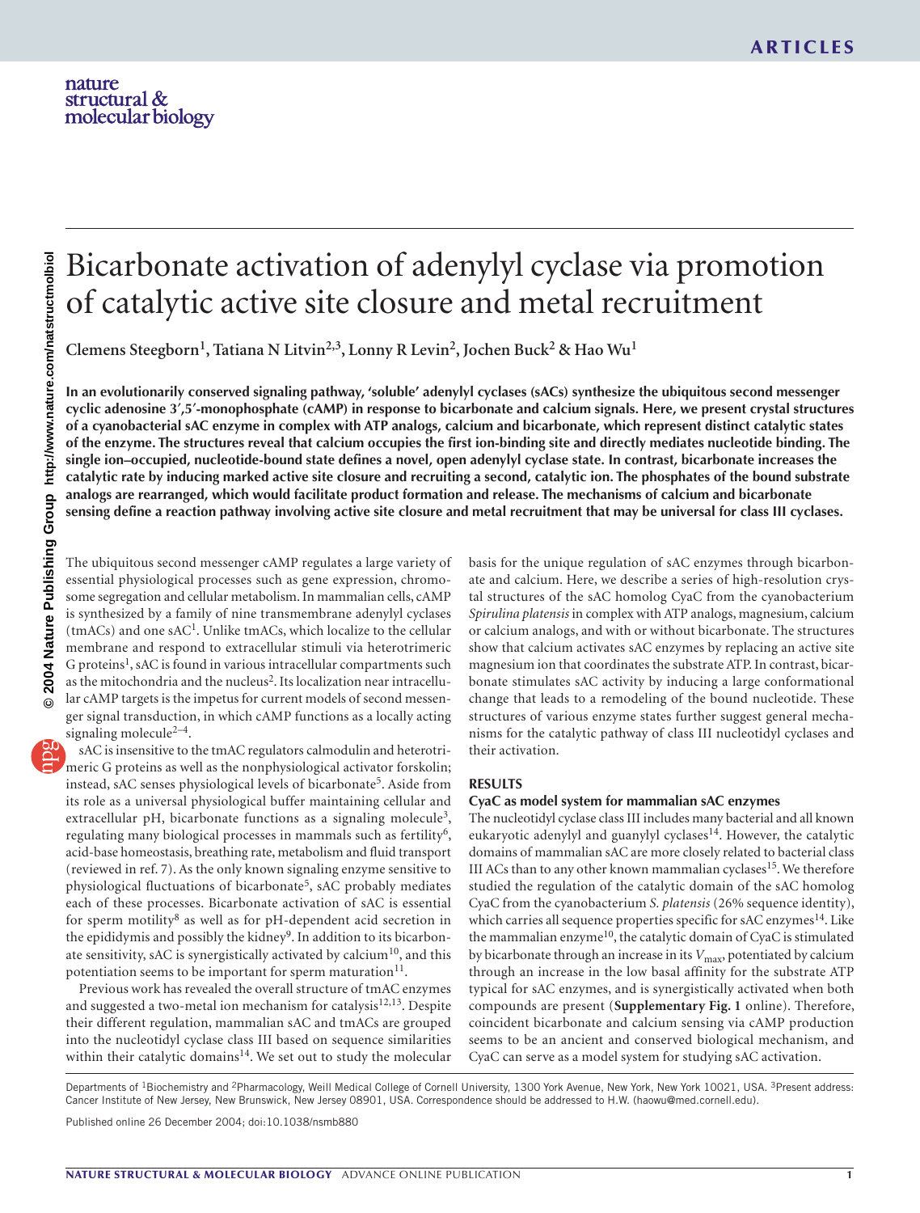# Bicarbonate activation of adenylyl cyclase via promotion of catalytic active site closure and metal recruitment

**Clemens Steegborn[1], Tatiana N Litvin[2,3], Lonny R Levin[2], Jochen Buck[2] & Hao Wu[1]**

**In an evolutionarily conserved signaling pathway, 'soluble' adenylyl cyclases (sACs) synthesize the ubiquitous second messenger cyclic adenosine 3′,5′-monophosphate (cAMP) in response to bicarbonate and calcium signals. Here, we present crystal structures of a cyanobacterial sAC enzyme in complex with ATP analogs, calcium and bicarbonate, which represent distinct catalytic states of the enzyme. The structures reveal that calcium occupies the first ion-binding site and directly mediates nucleotide binding. The single ion–occupied, nucleotide-bound state defines a novel, open adenylyl cyclase state. In contrast, bicarbonate increases the catalytic rate by inducing marked active site closure and recruiting a second, catalytic ion. The phosphates of the bound substrate analogs are rearranged, which would facilitate product formation and release. The mechanisms of calcium and bicarbonate sensing define a reaction pathway involving active site closure and metal recruitment that may be universal for class III cyclases.**

The ubiquitous second messenger cAMP regulates a large variety of essential physiological processes such as gene expression, chromosome segregation and cellular metabolism. In mammalian cells, cAMP is synthesized by a family of nine transmembrane adenylyl cyclases (tmACs) and one sAC[1]. Unlike tmACs, which localize to the cellular membrane and respond to extracellular stimuli via heterotrimeric G proteins[1], sAC is found in various intracellular compartments such as the mitochondria and the nucleus[2]. Its localization near intracellular cAMP targets is the impetus for current models of second messenger signal transduction, in which cAMP functions as a locally acting signaling molecule[2–4].

sAC is insensitive to the tmAC regulators calmodulin and heterotrimeric G proteins as well as the nonphysiological activator forskolin; instead, sAC senses physiological levels of bicarbonate[5]. Aside from its role as a universal physiological buffer maintaining cellular and extracellular pH, bicarbonate functions as a signaling molecule[3], regulating many biological processes in mammals such as fertility[6], acid-base homeostasis, breathing rate, metabolism and fluid transport (reviewed in ref. 7). As the only known signaling enzyme sensitive to physiological fluctuations of bicarbonate[5], sAC probably mediates each of these processes. Bicarbonate activation of sAC is essential for sperm motility[8] as well as for pH-dependent acid secretion in the epididymis and possibly the kidney[9]. In addition to its bicarbonate sensitivity, sAC is synergistically activated by calcium[10], and this potentiation seems to be important for sperm maturation[11].

Previous work has revealed the overall structure of tmAC enzymes and suggested a two-metal ion mechanism for catalysis[12,13]. Despite their different regulation, mammalian sAC and tmACs are grouped into the nucleotidyl cyclase class III based on sequence similarities within their catalytic domains[14]. We set out to study the molecular basis for the unique regulation of sAC enzymes through bicarbonate and calcium. Here, we describe a series of high-resolution crystal structures of the sAC homolog CyaC from the cyanobacterium *Spirulina platensis* in complex with ATP analogs, magnesium, calcium or calcium analogs, and with or without bicarbonate. The structures show that calcium activates sAC enzymes by replacing an active site magnesium ion that coordinates the substrate ATP. In contrast, bicarbonate stimulates sAC activity by inducing a large conformational change that leads to a remodeling of the bound nucleotide. These structures of various enzyme states further suggest general mechanisms for the catalytic pathway of class III nucleotidyl cyclases and their activation.

## RESULTS

### CyaC as model system for mammalian sAC enzymes

The nucleotidyl cyclase class III includes many bacterial and all known eukaryotic adenylyl and guanylyl cyclases[14]. However, the catalytic domains of mammalian sAC are more closely related to bacterial class III ACs than to any other known mammalian cyclases[15]. We therefore studied the regulation of the catalytic domain of the sAC homolog CyaC from the cyanobacterium *S. platensis* (26% sequence identity), which carries all sequence properties specific for sAC enzymes[14]. Like the mammalian enzyme[10], the catalytic domain of CyaC is stimulated by bicarbonate through an increase in its $V_{max}$, potentiated by calcium through an increase in the low basal affinity for the substrate ATP typical for sAC enzymes, and is synergistically activated when both compounds are present (**Supplementary Fig. 1** online). Therefore, coincident bicarbonate and calcium sensing via cAMP production seems to be an ancient and conserved biological mechanism, and CyaC can serve as a model system for studying sAC activation.

Departments of [1]Biochemistry and [2]Pharmacology, Weill Medical College of Cornell University, 1300 York Avenue, New York, New York 10021, USA. [3]Present address: Cancer Institute of New Jersey, New Brunswick, New Jersey 08901, USA. Correspondence should be addressed to H.W. (haowu@med.cornell.edu).

Published online 26 December 2004; doi:10.1038/nsmb880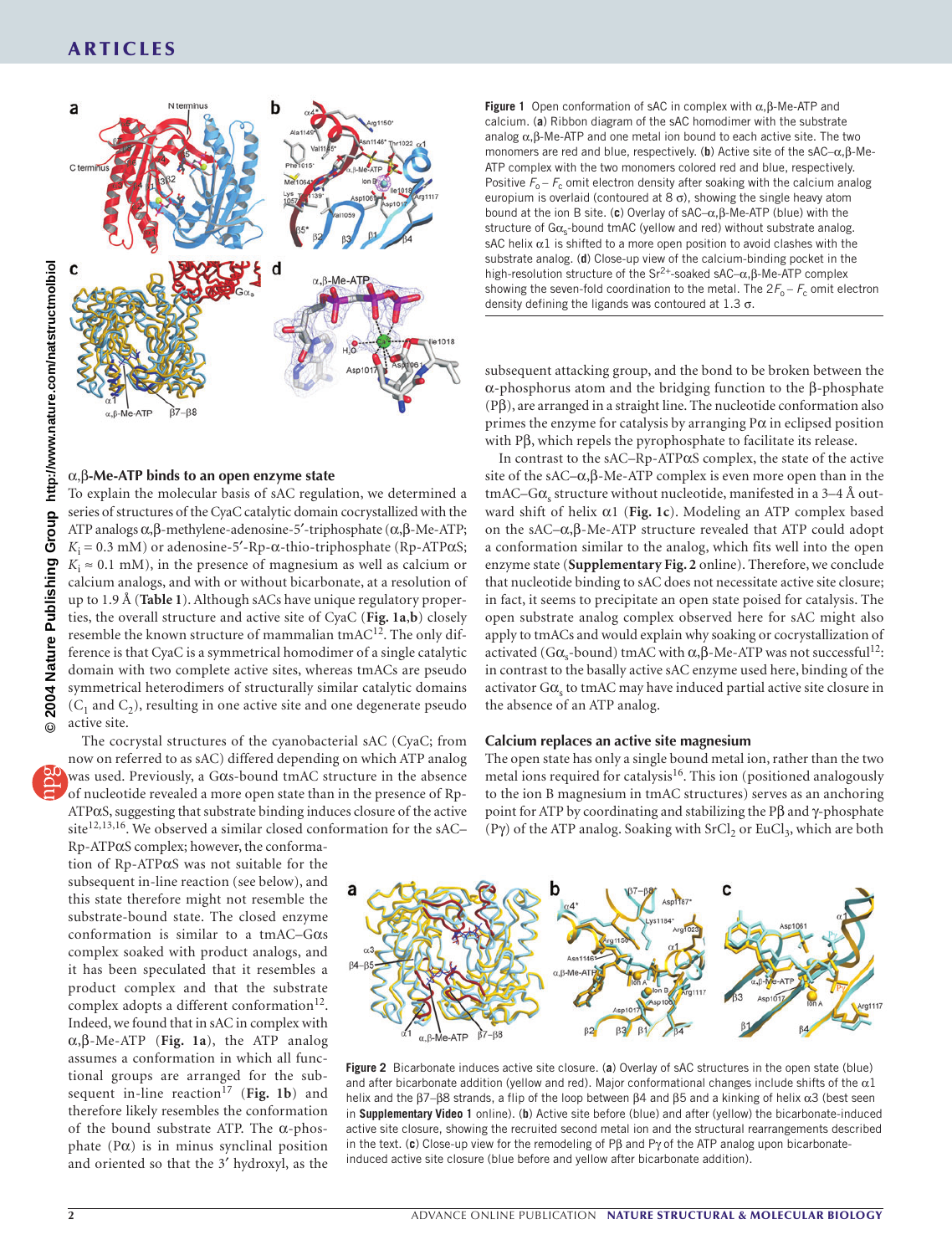Figure 1 Open conformation of sAC in complex with α,β-Me-ATP and calcium. (**a**) Ribbon diagram of the sAC homodimer with the substrate analog α,β-Me-ATP and one metal ion bound to each active site. The two monomers are red and blue, respectively. (**b**) Active site of the sAC–α,β-Me-ATP complex with the two monomers colored red and blue, respectively. Positive $F_o - F_c$ omit electron density after soaking with the calcium analog europium is overlaid (contoured at 8 σ), showing the single heavy atom bound at the ion B site. (**c**) Overlay of sAC–α,β-Me-ATP (blue) with the structure of $G\alpha_s$-bound tmAC (yellow and red) without substrate analog. sAC helix α1 is shifted to a more open position to avoid clashes with the substrate analog. (**d**) Close-up view of the calcium-binding pocket in the high-resolution structure of the $Sr^{2+}$-soaked sAC–α,β-Me-ATP complex showing the seven-fold coordination to the metal. The $2F_o - F_c$ omit electron density defining the ligands was contoured at 1.3 σ.

## α,β-Me-ATP binds to an open enzyme state

To explain the molecular basis of sAC regulation, we determined a series of structures of the CyaC catalytic domain cocrystallized with the ATP analogs α,β-methylene-adenosine-5′-triphosphate (α,β-Me-ATP; $K_i$ = 0.3 mM) or adenosine-5′-Rp-α-thio-triphosphate (Rp-ATPαS; $K_i \approx$ 0.1 mM), in the presence of magnesium as well as calcium or calcium analogs, and with or without bicarbonate, at a resolution of up to 1.9 Å (**Table 1**). Although sACs have unique regulatory properties, the overall structure and active site of CyaC (**Fig. 1a**,**b**) closely resemble the known structure of mammalian tmAC[12]. The only difference is that CyaC is a symmetrical homodimer of a single catalytic domain with two complete active sites, whereas tmACs are pseudo symmetrical heterodimers of structurally similar catalytic domains ($C_1$ and $C_2$), resulting in one active site and one degenerate pseudo active site.

The cocrystal structures of the cyanobacterial sAC (CyaC; from now on referred to as sAC) differed depending on which ATP analog was used. Previously, a Gαs-bound tmAC structure in the absence of nucleotide revealed a more open state than in the presence of Rp-ATPαS, suggesting that substrate binding induces closure of the active site[12,13,16]. We observed a similar closed conformation for the sAC–Rp-ATPαS complex; however, the conformation of Rp-ATPαS was not suitable for the subsequent in-line reaction (see below), and this state therefore might not resemble the substrate-bound state. The closed enzyme conformation is similar to a tmAC–Gαs complex soaked with product analogs, and it has been speculated that it resembles a product complex and that the substrate complex adopts a different conformation[12]. Indeed, we found that in sAC in complex with α,β-Me-ATP (**Fig. 1a**), the ATP analog assumes a conformation in which all functional groups are arranged for the subsequent in-line reaction[17] (**Fig. 1b**) and therefore likely resembles the conformation of the bound substrate ATP. The α-phosphate (Pα) is in minus synclinal position and oriented so that the 3′ hydroxyl, as the subsequent attacking group, and the bond to be broken between the α-phosphorus atom and the bridging function to the β-phosphate (Pβ), are arranged in a straight line. The nucleotide conformation also primes the enzyme for catalysis by arranging Pα in eclipsed position with Pβ, which repels the pyrophosphate to facilitate its release.

In contrast to the sAC–Rp-ATPαS complex, the state of the active site of the sAC–α,β-Me-ATP complex is even more open than in the tmAC–$G\alpha_s$ structure without nucleotide, manifested in a 3–4 Å outward shift of helix α1 (**Fig. 1c**). Modeling an ATP complex based on the sAC–α,β-Me-ATP structure revealed that ATP could adopt a conformation similar to the analog, which fits well into the open enzyme state (**Supplementary Fig. 2** online). Therefore, we conclude that nucleotide binding to sAC does not necessitate active site closure; in fact, it seems to precipitate an open state poised for catalysis. The open substrate analog complex observed here for sAC might also apply to tmACs and would explain why soaking or cocrystallization of activated ($G\alpha_s$-bound) tmAC with α,β-Me-ATP was not successful[12]: in contrast to the basally active sAC enzyme used here, binding of the activator $G\alpha_s$ to tmAC may have induced partial active site closure in the absence of an ATP analog.

## Calcium replaces an active site magnesium

The open state has only a single bound metal ion, rather than the two metal ions required for catalysis[16]. This ion (positioned analogously to the ion B magnesium in tmAC structures) serves as an anchoring point for ATP by coordinating and stabilizing the Pβ and γ-phosphate (Pγ) of the ATP analog. Soaking with $SrCl_2$ or $EuCl_3$, which are both

Figure 2 Bicarbonate induces active site closure. (**a**) Overlay of sAC structures in the open state (blue) and after bicarbonate addition (yellow and red). Major conformational changes include shifts of the α1 helix and the β7–β8 strands, a flip of the loop between β4 and β5 and a kinking of helix α3 (best seen in **Supplementary Video 1** online). (**b**) Active site before (blue) and after (yellow) the bicarbonate-induced active site closure, showing the recruited second metal ion and the structural rearrangements described in the text. (**c**) Close-up view for the remodeling of Pβ and Pγ of the ATP analog upon bicarbonate-induced active site closure (blue before and yellow after bicarbonate addition).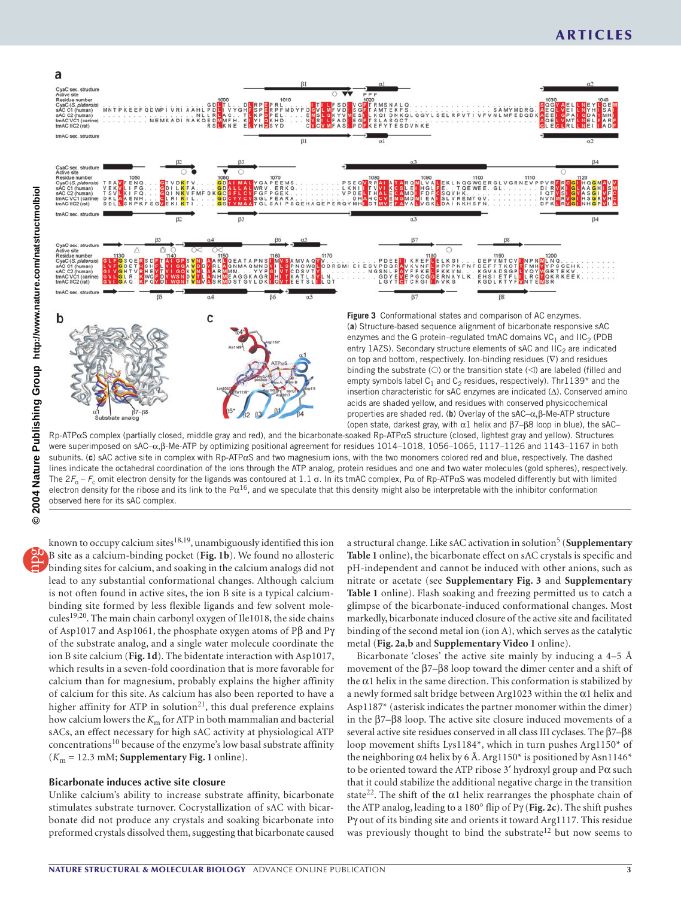**Figure 3** Conformational states and comparison of AC enzymes. (**a**) Structure-based sequence alignment of bicarbonate responsive sAC enzymes and the G protein–regulated tmAC domains $VC_1$ and $IIC_2$ (PDB entry 1AZS). Secondary structure elements of sAC and $IIC_2$ are indicated on top and bottom, respectively. Ion-binding residues (∇) and residues binding the substrate (○) or the transition state (◁) are labeled (filled and empty symbols label $C_1$ and $C_2$ residues, respectively). Thr1139* and the insertion characteristic for sAC enzymes are indicated (Δ). Conserved amino acids are shaded yellow, and residues with conserved physicochemical properties are shaded red. (**b**) Overlay of the sAC–α,β-Me-ATP structure (open state, darkest gray, with α1 helix and β7–β8 loop in blue), the sAC–Rp-ATPαS complex (partially closed, middle gray and red), and the bicarbonate-soaked Rp-ATPαS structure (closed, lightest gray and yellow). Structures were superimposed on sAC–α,β-Me-ATP by optimizing positional agreement for residues 1014–1018, 1056–1065, 1117–1126 and 1143–1167 in both subunits. (**c**) sAC active site in complex with Rp-ATPαS and two magnesium ions, with the two monomers colored red and blue, respectively. The dashed lines indicate the octahedral coordination of the ions through the ATP analog, protein residues and one and two water molecules (gold spheres), respectively. The $2F_o - F_c$ omit electron density for the ligands was contoured at 1.1 σ. In its tmAC complex, Pα of Rp-ATPαS was modeled differently but with limited electron density for the ribose and its link to the Pα[16], and we speculate that this density might also be interpretable with the inhibitor conformation observed here for its sAC complex.

known to occupy calcium sites[18,19], unambiguously identified this ion B site as a calcium-binding pocket (**Fig. 1b**). We found no allosteric binding sites for calcium, and soaking in the calcium analogs did not lead to any substantial conformational changes. Although calcium is not often found in active sites, the ion B site is a typical calcium-binding site formed by less flexible ligands and few solvent molecules[19,20]. The main chain carbonyl oxygen of Ile1018, the side chains of Asp1017 and Asp1061, the phosphate oxygen atoms of Pβ and Pγ of the substrate analog, and a single water molecule coordinate the ion B site calcium (**Fig. 1d**). The bidentate interaction with Asp1017, which results in a seven-fold coordination that is more favorable for calcium than for magnesium, probably explains the higher affinity of calcium for this site. As calcium has also been reported to have a higher affinity for ATP in solution[21], this dual preference explains how calcium lowers the $K_m$ for ATP in both mammalian and bacterial sACs, an effect necessary for high sAC activity at physiological ATP concentrations[10] because of the enzyme's low basal substrate affinity ($K_m$ = 12.3 mM; **Supplementary Fig. 1** online).

## Bicarbonate induces active site closure

Unlike calcium's ability to increase substrate affinity, bicarbonate stimulates substrate turnover. Cocrystallization of sAC with bicarbonate did not produce any crystals and soaking bicarbonate into preformed crystals dissolved them, suggesting that bicarbonate caused a structural change. Like sAC activation in solution[5] (**Supplementary Table 1** online), the bicarbonate effect on sAC crystals is specific and pH-independent and cannot be induced with other anions, such as nitrate or acetate (see **Supplementary Fig. 3** and **Supplementary Table 1** online). Flash soaking and freezing permitted us to catch a glimpse of the bicarbonate-induced conformational changes. Most markedly, bicarbonate induced closure of the active site and facilitated binding of the second metal ion (ion A), which serves as the catalytic metal (**Fig. 2a**,**b** and **Supplementary Video 1** online).

Bicarbonate 'closes' the active site mainly by inducing a 4–5 Å movement of the β7–β8 loop toward the dimer center and a shift of the α1 helix in the same direction. This conformation is stabilized by a newly formed salt bridge between Arg1023 within the α1 helix and Asp1187* (asterisk indicates the partner monomer within the dimer) in the β7–β8 loop. The active site closure induced movements of a several active site residues conserved in all class III cyclases. The β7–β8 loop movement shifts Lys1184*, which in turn pushes Arg1150* of the neighboring α4 helix by 6 Å. Arg1150* is positioned by Asn1146* to be oriented toward the ATP ribose 3′ hydroxyl group and Pα such that it could stabilize the additional negative charge in the transition state[22]. The shift of the α1 helix rearranges the phosphate chain of the ATP analog, leading to a 180° flip of Pγ (**Fig. 2c**). The shift pushes Pγ out of its binding site and orients it toward Arg1117. This residue was previously thought to bind the substrate[12] but now seems to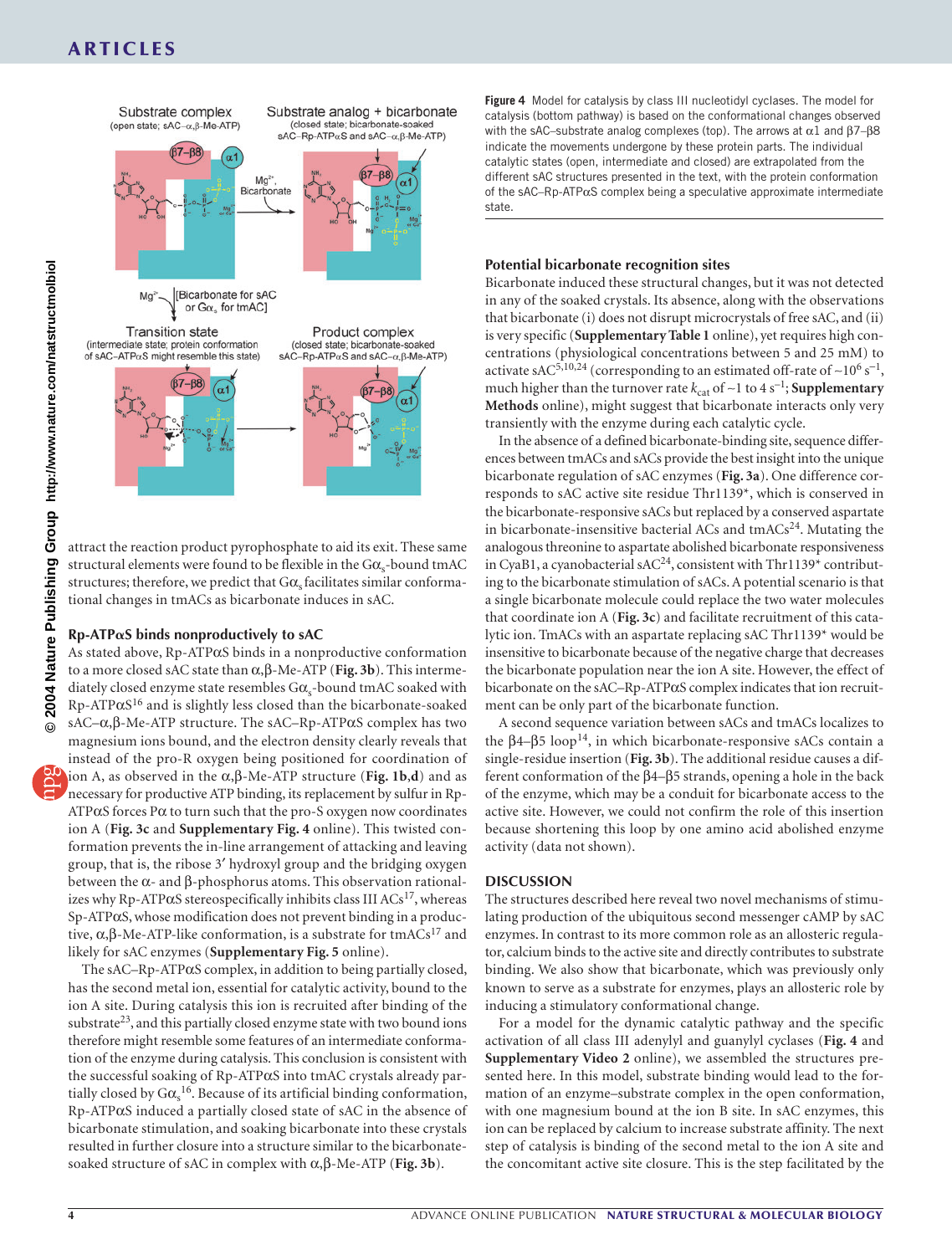**Figure 4** Model for catalysis by class III nucleotidyl cyclases. The model for catalysis (bottom pathway) is based on the conformational changes observed with the sAC–substrate analog complexes (top). The arrows at α1 and β7–β8 indicate the movements undergone by these protein parts. The individual catalytic states (open, intermediate and closed) are extrapolated from the different sAC structures presented in the text, with the protein conformation of the sAC–Rp-ATPαS complex being a speculative approximate intermediate state.

attract the reaction product pyrophosphate to aid its exit. These same structural elements were found to be flexible in the Gα$_s$-bound tmAC structures; therefore, we predict that Gα$_s$ facilitates similar conformational changes in tmACs as bicarbonate induces in sAC.

### Rp-ATPαS binds nonproductively to sAC

As stated above, Rp-ATPαS binds in a nonproductive conformation to a more closed sAC state than α,β-Me-ATP (**Fig. 3b**). This intermediately closed enzyme state resembles Gα$_s$-bound tmAC soaked with Rp-ATPαS[16] and is slightly less closed than the bicarbonate-soaked sAC–α,β-Me-ATP structure. The sAC–Rp-ATPαS complex has two magnesium ions bound, and the electron density clearly reveals that instead of the pro-R oxygen being positioned for coordination of ion A, as observed in the α,β-Me-ATP structure (**Fig. 1b**,**d**) and as necessary for productive ATP binding, its replacement by sulfur in Rp-ATPαS forces Pα to turn such that the pro-S oxygen now coordinates ion A (**Fig. 3c** and **Supplementary Fig. 4** online). This twisted conformation prevents the in-line arrangement of attacking and leaving group, that is, the ribose 3′ hydroxyl group and the bridging oxygen between the α- and β-phosphorus atoms. This observation rationalizes why Rp-ATPαS stereospecifically inhibits class III ACs[17], whereas Sp-ATPαS, whose modification does not prevent binding in a productive, α,β-Me-ATP-like conformation, is a substrate for tmACs[17] and likely for sAC enzymes (**Supplementary Fig. 5** online).

The sAC–Rp-ATPαS complex, in addition to being partially closed, has the second metal ion, essential for catalytic activity, bound to the ion A site. During catalysis this ion is recruited after binding of the substrate[23], and this partially closed enzyme state with two bound ions therefore might resemble some features of an intermediate conformation of the enzyme during catalysis. This conclusion is consistent with the successful soaking of Rp-ATPαS into tmAC crystals already partially closed by Gα$_s$[16]. Because of its artificial binding conformation, Rp-ATPαS induced a partially closed state of sAC in the absence of bicarbonate stimulation, and soaking bicarbonate into these crystals resulted in further closure into a structure similar to the bicarbonate-soaked structure of sAC in complex with α,β-Me-ATP (**Fig. 3b**).

### Potential bicarbonate recognition sites

Bicarbonate induced these structural changes, but it was not detected in any of the soaked crystals. Its absence, along with the observations that bicarbonate (i) does not disrupt microcrystals of free sAC, and (ii) is very specific (**Supplementary Table 1** online), yet requires high concentrations (physiological concentrations between 5 and 25 mM) to activate sAC[5,10,24] (corresponding to an estimated off-rate of ~$10^6$ s$^{-1}$, much higher than the turnover rate $k_{cat}$ of ~1 to 4 s$^{-1}$; **Supplementary Methods** online), might suggest that bicarbonate interacts only very transiently with the enzyme during each catalytic cycle.

In the absence of a defined bicarbonate-binding site, sequence differences between tmACs and sACs provide the best insight into the unique bicarbonate regulation of sAC enzymes (**Fig. 3a**). One difference corresponds to sAC active site residue Thr1139*, which is conserved in the bicarbonate-responsive sACs but replaced by a conserved aspartate in bicarbonate-insensitive bacterial ACs and tmACs[24]. Mutating the analogous threonine to aspartate abolished bicarbonate responsiveness in CyaB1, a cyanobacterial sAC[24], consistent with Thr1139* contributing to the bicarbonate stimulation of sACs. A potential scenario is that a single bicarbonate molecule could replace the two water molecules that coordinate ion A (**Fig. 3c**) and facilitate recruitment of this catalytic ion. TmACs with an aspartate replacing sAC Thr1139* would be insensitive to bicarbonate because of the negative charge that decreases the bicarbonate population near the ion A site. However, the effect of bicarbonate on the sAC–Rp-ATPαS complex indicates that ion recruitment can be only part of the bicarbonate function.

A second sequence variation between sACs and tmACs localizes to the β4–β5 loop[14], in which bicarbonate-responsive sACs contain a single-residue insertion (**Fig. 3b**). The additional residue causes a different conformation of the β4–β5 strands, opening a hole in the back of the enzyme, which may be a conduit for bicarbonate access to the active site. However, we could not confirm the role of this insertion because shortening this loop by one amino acid abolished enzyme activity (data not shown).

## DISCUSSION

The structures described here reveal two novel mechanisms of stimulating production of the ubiquitous second messenger cAMP by sAC enzymes. In contrast to its more common role as an allosteric regulator, calcium binds to the active site and directly contributes to substrate binding. We also show that bicarbonate, which was previously only known to serve as a substrate for enzymes, plays an allosteric role by inducing a stimulatory conformational change.

For a model for the dynamic catalytic pathway and the specific activation of all class III adenylyl and guanylyl cyclases (**Fig. 4** and **Supplementary Video 2** online), we assembled the structures presented here. In this model, substrate binding would lead to the formation of an enzyme–substrate complex in the open conformation, with one magnesium bound at the ion B site. In sAC enzymes, this ion can be replaced by calcium to increase substrate affinity. The next step of catalysis is binding of the second metal to the ion A site and the concomitant active site closure. This is the step facilitated by the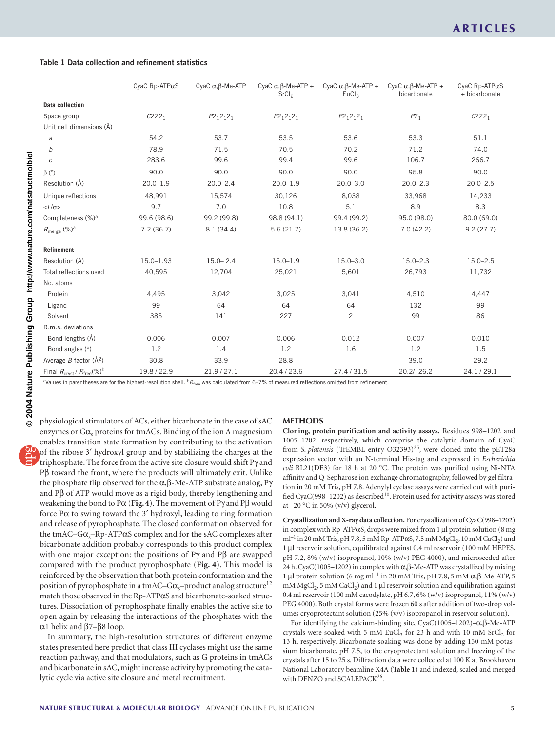**Table 1 Data collection and refinement statistics**

| | CyaC Rp-ATPαS | CyaC α,β-Me-ATP | CyaC α,β-Me-ATP + $SrCl_2$ | CyaC α,β-Me-ATP + $EuCl_3$ | CyaC α,β-Me-ATP + bicarbonate | CyaC Rp-ATPαS + bicarbonate |
|---|---|---|---|---|---|---|
| **Data collection** | | | | | | |
| Space group | $C222_1$ | $P2_12_12_1$ | $P2_12_12_1$ | $P2_12_12_1$ | $P2_1$ | $C222_1$ |
| Unit cell dimensions (Å) | | | | | | |
| *a* | 54.2 | 53.7 | 53.5 | 53.6 | 53.3 | 51.1 |
| *b* | 78.9 | 71.5 | 70.5 | 70.2 | 71.2 | 74.0 |
| *c* | 283.6 | 99.6 | 99.4 | 99.6 | 106.7 | 266.7 |
| β (°) | 90.0 | 90.0 | 90.0 | 90.0 | 95.8 | 90.0 |
| Resolution (Å) | 20.0–1.9 | 20.0–2.4 | 20.0–1.9 | 20.0–3.0 | 20.0–2.3 | 20.0–2.5 |
| Unique reflections | 48,991 | 15,574 | 30,126 | 8,038 | 33,968 | 14,233 |
| $<I/\sigma>$ | 9.7 | 7.0 | 10.8 | 5.1 | 8.9 | 8.3 |
| Completeness (%)[a] | 99.6 (98.6) | 99.2 (99.8) | 98.8 (94.1) | 99.4 (99.2) | 95.0 (98.0) | 80.0 (69.0) |
| $R_{merge}$ (%)[a] | 7.2 (36.7) | 8.1 (34.4) | 5.6 (21.7) | 13.8 (36.2) | 7.0 (42.2) | 9.2 (27.7) |
| **Refinement** | | | | | | |
| Resolution (Å) | 15.0–1.93 | 15.0– 2.4 | 15.0–1.9 | 15.0–3.0 | 15.0–2.3 | 15.0–2.5 |
| Total reflections used | 40,595 | 12,704 | 25,021 | 5,601 | 26,793 | 11,732 |
| No. atoms | | | | | | |
| Protein | 4,495 | 3,042 | 3,025 | 3,041 | 4,510 | 4,447 |
| Ligand | 99 | 64 | 64 | 64 | 132 | 99 |
| Solvent | 385 | 141 | 227 | 2 | 99 | 86 |
| R.m.s. deviations | | | | | | |
| Bond lengths (Å) | 0.006 | 0.007 | 0.006 | 0.012 | 0.007 | 0.010 |
| Bond angles (°) | 1.2 | 1.4 | 1.2 | 1.6 | 1.2 | 1.5 |
| Average *B*-factor ($Å^2$) | 30.8 | 33.9 | 28.8 | — | 39.0 | 29.2 |
| Final $R_{cryst}$ / $R_{free}$ (%)[b] | 19.8 / 22.9 | 21.9 / 27.1 | 20.4 / 23.6 | 27.4 / 31.5 | 20.2/ 26.2 | 24.1 / 29.1 |

[a]Values in parentheses are for the highest-resolution shell. [b]$R_{free}$ was calculated from 6–7% of measured reflections omitted from refinement.

physiological stimulators of ACs, either bicarbonate in the case of sAC enzymes or $G\alpha_s$ proteins for tmACs. Binding of the ion A magnesium enables transition state formation by contributing to the activation of the ribose 3′ hydroxyl group and by stabilizing the charges at the triphosphate. The force from the active site closure would shift Pγ and Pβ toward the front, where the products will ultimately exit. Unlike the phosphate flip observed for the α,β-Me-ATP substrate analog, Pγ and Pβ of ATP would move as a rigid body, thereby lengthening and weakening the bond to Pα (**Fig. 4**). The movement of Pγ and Pβ would force Pα to swing toward the 3′ hydroxyl, leading to ring formation and release of pyrophosphate. The closed conformation observed for the tmAC–$G\alpha_s$–Rp-ATPαS complex and for the sAC complexes after bicarbonate addition probably corresponds to this product complex with one major exception: the positions of Pγ and Pβ are swapped compared with the product pyrophosphate (**Fig. 4**). This model is reinforced by the observation that both protein conformation and the position of pyrophosphate in a tmAC–$G\alpha_s$–product analog structure[12] match those observed in the Rp-ATPαS and bicarbonate-soaked structures. Dissociation of pyrophosphate finally enables the active site to open again by releasing the interactions of the phosphates with the α1 helix and β7–β8 loop.

In summary, the high-resolution structures of different enzyme states presented here predict that class III cyclases might use the same reaction pathway, and that modulators, such as G proteins in tmACs and bicarbonate in sAC, might increase activity by promoting the catalytic cycle via active site closure and metal recruitment.

## METHODS

**Cloning, protein purification and activity assays.** Residues 998–1202 and 1005–1202, respectively, which comprise the catalytic domain of CyaC from *S. platensis* (TrEMBL entry O32393)[25], were cloned into the pET28a expression vector with an N-terminal His-tag and expressed in *Escherichia coli* BL21(DE3) for 18 h at 20 °C. The protein was purified using Ni-NTA affinity and Q-Sepharose ion exchange chromatography, followed by gel filtration in 20 mM Tris, pH 7.8. Adenylyl cyclase assays were carried out with purified CyaC(998–1202) as described[10]. Protein used for activity assays was stored at –20 °C in 50% (v/v) glycerol.

**Crystallization and X-ray data collection.** For crystallization of CyaC(998–1202) in complex with Rp-ATPαS, drops were mixed from 1 µl protein solution (8 mg $ml^{-1}$ in 20 mM Tris, pH 7.8, 5 mM Rp-ATPαS, 7.5 mM $MgCl_2$, 10 mM $CaCl_2$) and 1 µl reservoir solution, equilibrated against 0.4 ml reservoir (100 mM HEPES, pH 7.2, 8% (w/v) isopropanol, 10% (w/v) PEG 4000), and microseeded after 24 h. CyaC(1005–1202) in complex with α,β-Me-ATP was crystallized by mixing 1 µl protein solution (6 mg $ml^{-1}$ in 20 mM Tris, pH 7.8, 5 mM α,β-Me-ATP, 5 mM $MgCl_2$, 5 mM $CaCl_2$) and 1 µl reservoir solution and equilibration against 0.4 ml reservoir (100 mM cacodylate, pH 6.7, 6% (w/v) isopropanol, 11% (w/v) PEG 4000). Both crystal forms were frozen 60 s after addition of two-drop volumes cryoprotectant solution (25% (v/v) isopropanol in reservoir solution).

For identifying the calcium-binding site, CyaC(1005–1202)–α,β-Me-ATP crystals were soaked with 5 mM $EuCl_3$ for 23 h and with 10 mM $SrCl_2$ for 13 h, respectively. Bicarbonate soaking was done by adding 150 mM potassium bicarbonate, pH 7.5, to the cryoprotectant solution and freezing of the crystals after 15 to 25 s. Diffraction data were collected at 100 K at Brookhaven National Laboratory beamline X4A (**Table 1**) and indexed, scaled and merged with DENZO and SCALEPACK[26].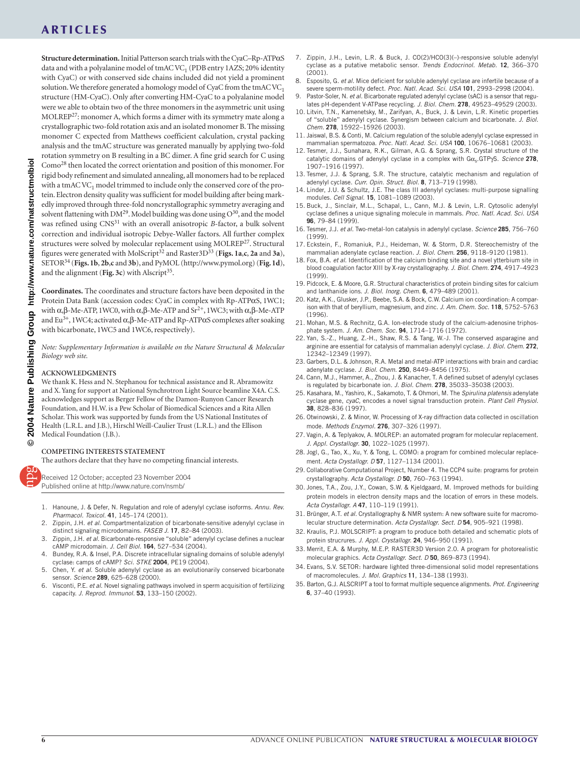**Structure determination.** Initial Patterson search trials with the CyaC–Rp-ATPαS data and with a polyalanine model of tmAC $VC_1$ (PDB entry 1AZS; 20% identity with CyaC) or with conserved side chains included did not yield a prominent solution. We therefore generated a homology model of CyaC from the tmAC $VC_1$ structure (HM-CyaC). Only after converting HM-CyaC to a polyalanine model were we able to obtain two of the three monomers in the asymmetric unit using MOLREP[27]: monomer A, which forms a dimer with its symmetry mate along a crystallographic two-fold rotation axis and an isolated monomer B. The missing monomer C expected from Matthews coefficient calculation, crystal packing analysis and the tmAC structure was generated manually by applying two-fold rotation symmetry on B resulting in a BC dimer. A fine grid search for C using Como[28] then located the correct orientation and position of this monomer. For rigid body refinement and simulated annealing, all monomers had to be replaced with a tmAC $VC_1$ model trimmed to include only the conserved core of the protein. Electron density quality was sufficient for model building after being markedly improved through three-fold noncrystallographic symmetry averaging and solvent flattening with DM[29]. Model building was done using O[30], and the model was refined using CNS[31] with an overall anisotropic *B*-factor, a bulk solvent correction and individual isotropic Debye-Waller factors. All further complex structures were solved by molecular replacement using MOLREP[27]. Structural figures were generated with MolScript[32] and Raster3D[33] (**Figs. 1a**,**c**, **2a** and **3a**), SETOR[34] (**Figs. 1b**, **2b**,**c** and **3b**), and PyMOL (http://www.pymol.org) (**Fig. 1d**), and the alignment (**Fig. 3c**) with Alscript[35].

**Coordinates.** The coordinates and structure factors have been deposited in the Protein Data Bank (accession codes: CyaC in complex with Rp-ATPαS, 1WC1; with α,β-Me-ATP, 1WC0, with α,β-Me-ATP and $Sr^{2+}$, 1WC3; with α,β-Me-ATP and $Eu^{3+}$, 1WC4; activated α,β-Me-ATP and Rp-ATPαS complexes after soaking with bicarbonate, 1WC5 and 1WC6, respectively).

*Note: Supplementary Information is available on the Nature Structural & Molecular Biology web site.*

### ACKNOWLEDGMENTS

We thank K. Hess and N. Stephanou for technical assistance and R. Abramowitz and X. Yang for support at National Synchrotron Light Source beamline X4A. C.S. acknowledges support as Berger Fellow of the Damon-Runyon Cancer Research Foundation, and H.W. is a Pew Scholar of Biomedical Sciences and a Rita Allen Scholar. This work was supported by funds from the US National Institutes of Health (L.R.L. and J.B.), Hirschl Weill-Caulier Trust (L.R.L.) and the Ellison Medical Foundation (J.B.).

### COMPETING INTERESTS STATEMENT

The authors declare that they have no competing financial interests.

Received 12 October; accepted 23 November 2004
Published online at http://www.nature.com/nsmb/

1. Hanoune, J. & Defer, N. Regulation and role of adenylyl cyclase isoforms. *Annu. Rev. Pharmacol. Toxicol.* **41**, 145–174 (2001).
2. Zippin, J.H. *et al.* Compartmentalization of bicarbonate-sensitive adenylyl cyclase in distinct signaling microdomains. *FASEB J.* **17**, 82–84 (2003).
3. Zippin, J.H. *et al.* Bicarbonate-responsive "soluble" adenylyl cyclase defines a nuclear cAMP microdomain. *J. Cell Biol.* **164**, 527–534 (2004).
4. Bundey, R.A. & Insel, P.A. Discrete intracellular signaling domains of soluble adenylyl cyclase: camps of cAMP? *Sci. STKE* **2004**, PE19 (2004).
5. Chen, Y. *et al.* Soluble adenylyl cyclase as an evolutionarily conserved bicarbonate sensor. *Science* **289**, 625–628 (2000).
6. Visconti, P.E. *et al.* Novel signaling pathways involved in sperm acquisition of fertilizing capacity. *J. Reprod. Immunol.* **53**, 133–150 (2002).
7. Zippin, J.H., Levin, L.R. & Buck, J. CO(2)/HCO(3)(–)-responsive soluble adenylyl cyclase as a putative metabolic sensor. *Trends Endocrinol. Metab.* **12**, 366–370 (2001).
8. Esposito, G. *et al.* Mice deficient for soluble adenylyl cyclase are infertile because of a severe sperm-motility defect. *Proc. Natl. Acad. Sci. USA* **101**, 2993–2998 (2004).
9. Pastor-Soler, N. *et al.* Bicarbonate regulated adenylyl cyclase (sAC) is a sensor that regulates pH-dependent V-ATPase recycling. *J. Biol. Chem.* **278**, 49523–49529 (2003).
10. Litvin, T.N., Kamenetsky, M., Zarifyan, A., Buck, J. & Levin, L.R. Kinetic properties of "soluble" adenylyl cyclase. Synergism between calcium and bicarbonate. *J. Biol. Chem.* **278**, 15922–15926 (2003).
11. Jaiswal, B.S. & Conti, M. Calcium regulation of the soluble adenylyl cyclase expressed in mammalian spermatozoa. *Proc. Natl. Acad. Sci. USA* **100**, 10676–10681 (2003).
12. Tesmer, J.J., Sunahara, R.K., Gilman, A.G. & Sprang, S.R. Crystal structure of the catalytic domains of adenylyl cyclase in a complex with $G\alpha_s$.GTPγS. *Science* **278**, 1907–1916 (1997).
13. Tesmer, J.J. & Sprang, S.R. The structure, catalytic mechanism and regulation of adenylyl cyclase. *Curr. Opin. Struct. Biol.* **8**, 713–719 (1998).
14. Linder, J.U. & Schultz, J.E. The class III adenylyl cyclases: multi-purpose signalling modules. *Cell Signal.* **15**, 1081–1089 (2003).
15. Buck, J., Sinclair, M.L., Schapal, L., Cann, M.J. & Levin, L.R. Cytosolic adenylyl cyclase defines a unique signaling molecule in mammals. *Proc. Natl. Acad. Sci. USA* **96**, 79–84 (1999).
16. Tesmer, J.J. *et al.* Two-metal-Ion catalysis in adenylyl cyclase. *Science* **285**, 756–760 (1999).
17. Eckstein, F., Romaniuk, P.J., Heideman, W. & Storm, D.R. Stereochemistry of the mammalian adenylate cyclase reaction. *J. Biol. Chem.* **256**, 9118–9120 (1981).
18. Fox, B.A. *et al.* Identification of the calcium binding site and a novel ytterbium site in blood coagulation factor XIII by X-ray crystallography. *J. Biol. Chem.* **274**, 4917–4923 (1999).
19. Pidcock, E. & Moore, G.R. Structural characteristics of protein binding sites for calcium and lanthanide ions. *J. Biol. Inorg. Chem.* **6**, 479–489 (2001).
20. Katz, A.K., Glusker, J.P., Beebe, S.A. & Bock, C.W. Calcium ion coordination: A comparison with that of beryllium, magnesium, and zinc. *J. Am. Chem. Soc.* **118**, 5752–5763 (1996).
21. Mohan, M.S. & Rechnitz, G.A. Ion-electrode study of the calcium-adenosine triphosphate system. *J. Am. Chem. Soc.* **94**, 1714–1716 (1972).
22. Yan, S.-Z., Huang, Z.-H., Shaw, R.S. & Tang, W.-J. The conserved asparagine and arginine are essential for catalysis of mammalian adenylyl cyclase. *J. Biol. Chem.* **272**, 12342–12349 (1997).
23. Garbers, D.L. & Johnson, R.A. Metal and metal-ATP interactions with brain and cardiac adenylate cyclase. *J. Biol. Chem.* **250**, 8449–8456 (1975).
24. Cann, M.J., Hammer, A., Zhou, J. & Kanacher, T. A defined subset of adenylyl cyclases is regulated by bicarbonate ion. *J. Biol. Chem.* **278**, 35033–35038 (2003).
25. Kasahara, M., Yashiro, K., Sakamoto, T. & Ohmori, M. The *Spirulina platensis* adenylate cyclase gene, *cyaC*, encodes a novel signal transduction protein. *Plant Cell Physiol.* **38**, 828–836 (1997).
26. Otwinowski, Z. & Minor, W. Processing of X-ray diffraction data collected in oscillation mode. *Methods Enzymol.* **276**, 307–326 (1997).
27. Vagin, A. & Teplyakov, A. MOLREP: an automated program for molecular replacement. *J. Appl. Crystallogr.* **30**, 1022–1025 (1997).
28. Jogl, G., Tao, X., Xu, Y. & Tong, L. COMO: a program for combined molecular replacement. *Acta Crystallogr. D* **57**, 1127–1134 (2001).
29. Collaborative Computational Project, Number 4. The CCP4 suite: programs for protein crystallography. *Acta Crystallogr. D* **50**, 760–763 (1994).
30. Jones, T.A., Zou, J.Y., Cowan, S.W. & Kjeldgaard, M. Improved methods for building protein models in electron density maps and the location of errors in these models. *Acta Crystallogr. A* **47**, 110–119 (1991).
31. Brünger, A.T. *et al.* Crystallography & NMR system: A new software suite for macromolecular structure determination. *Acta Crystallogr. Sect. D* **54**, 905–921 (1998).
32. Kraulis, P.J. MOLSCRIPT: a program to produce both detailed and schematic plots of protein strucrures. *J. Appl. Crystallogr.* **24**, 946–950 (1991).
33. Merrit, E.A. & Murphy, M.E.P. RASTER3D Version 2.0. A program for photorealistic molecular graphics. *Acta Crystallogr. Sect. D* **50**, 869–873 (1994).
34. Evans, S.V. SETOR: hardware lighted three-dimensional solid model representations of macromolecules. *J. Mol. Graphics* **11**, 134–138 (1993).
35. Barton, G.J. ALSCRIPT a tool to format multiple sequence alignments. *Prot. Engineering* **6**, 37–40 (1993).